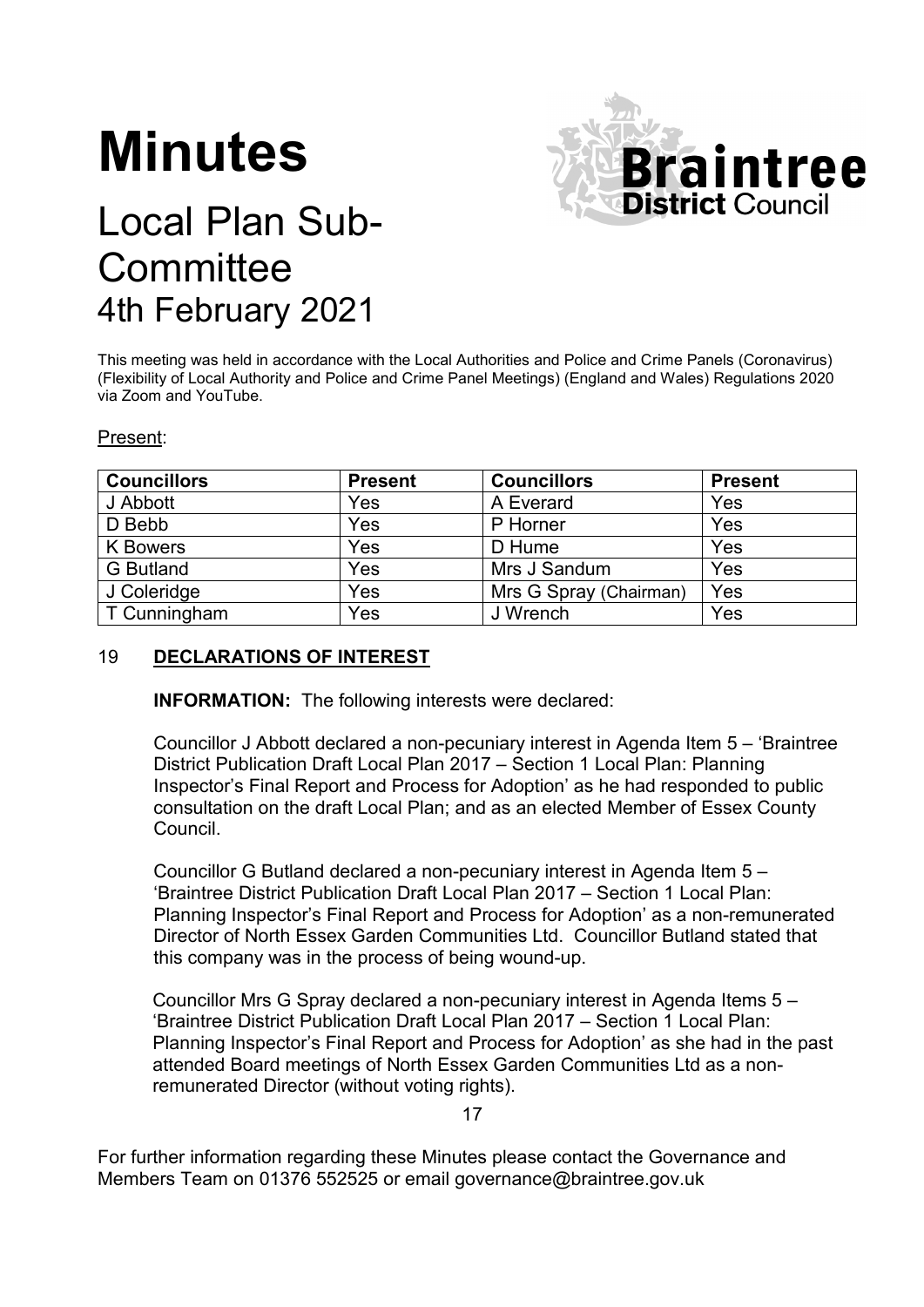# Minutes

## Local Plan Sub-Committee

## 4th February 2021

This meeting was held in accordance with the Local Authorities and Police and Crime Panels (Coronavirus) (Flexibility of Local Authority and Police and Crime Panel Meetings) (England and Wales) Regulations 2020 via Zoom and YouTube.

Present:

| Councillors | Present | Councillors | Present |
|---|---|---|---|
| J Abbott | Yes | A Everard | Yes |
| D Bebb | Yes | P Horner | Yes |
| K Bowers | Yes | D Hume | Yes |
| G Butland | Yes | Mrs J Sandum | Yes |
| J Coleridge | Yes | Mrs G Spray (Chairman) | Yes |
| T Cunningham | Yes | J Wrench | Yes |

### 19 DECLARATIONS OF INTEREST

**INFORMATION:** The following interests were declared:

Councillor J Abbott declared a non-pecuniary interest in Agenda Item 5 – 'Braintree District Publication Draft Local Plan 2017 – Section 1 Local Plan: Planning Inspector's Final Report and Process for Adoption' as he had responded to public consultation on the draft Local Plan; and as an elected Member of Essex County Council.

Councillor G Butland declared a non-pecuniary interest in Agenda Item 5 – 'Braintree District Publication Draft Local Plan 2017 – Section 1 Local Plan: Planning Inspector's Final Report and Process for Adoption' as a non-remunerated Director of North Essex Garden Communities Ltd. Councillor Butland stated that this company was in the process of being wound-up.

Councillor Mrs G Spray declared a non-pecuniary interest in Agenda Items 5 – 'Braintree District Publication Draft Local Plan 2017 – Section 1 Local Plan: Planning Inspector's Final Report and Process for Adoption' as she had in the past attended Board meetings of North Essex Garden Communities Ltd as a non-remunerated Director (without voting rights).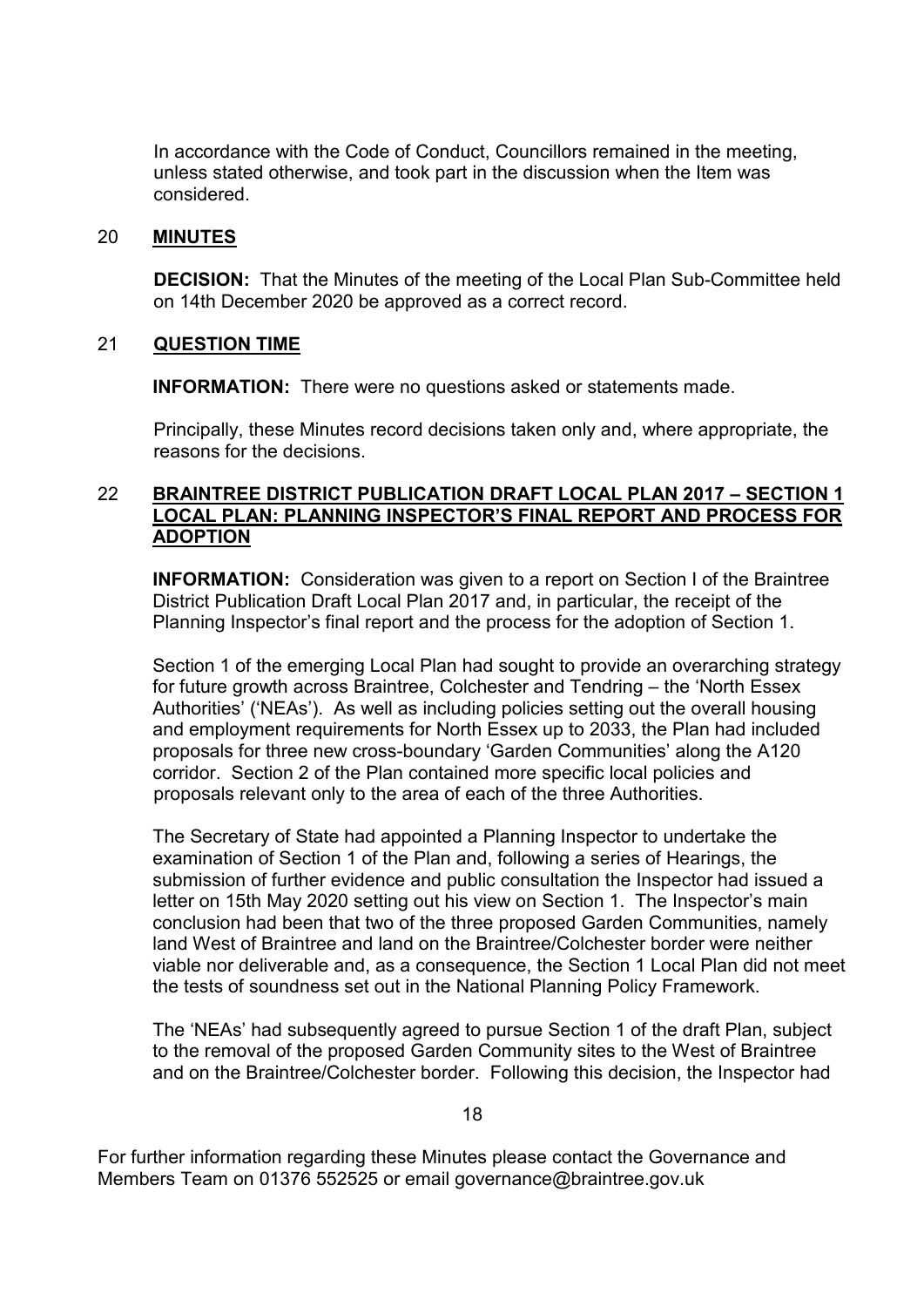In accordance with the Code of Conduct, Councillors remained in the meeting, unless stated otherwise, and took part in the discussion when the Item was considered.

## 20 **MINUTES**

**DECISION:** That the Minutes of the meeting of the Local Plan Sub-Committee held on 14th December 2020 be approved as a correct record.

## 21 **QUESTION TIME**

**INFORMATION:** There were no questions asked or statements made.

Principally, these Minutes record decisions taken only and, where appropriate, the reasons for the decisions.

## 22 **BRAINTREE DISTRICT PUBLICATION DRAFT LOCAL PLAN 2017 – SECTION 1 LOCAL PLAN: PLANNING INSPECTOR'S FINAL REPORT AND PROCESS FOR ADOPTION**

**INFORMATION:** Consideration was given to a report on Section I of the Braintree District Publication Draft Local Plan 2017 and, in particular, the receipt of the Planning Inspector's final report and the process for the adoption of Section 1.

Section 1 of the emerging Local Plan had sought to provide an overarching strategy for future growth across Braintree, Colchester and Tendring – the 'North Essex Authorities' ('NEAs'). As well as including policies setting out the overall housing and employment requirements for North Essex up to 2033, the Plan had included proposals for three new cross-boundary 'Garden Communities' along the A120 corridor. Section 2 of the Plan contained more specific local policies and proposals relevant only to the area of each of the three Authorities.

The Secretary of State had appointed a Planning Inspector to undertake the examination of Section 1 of the Plan and, following a series of Hearings, the submission of further evidence and public consultation the Inspector had issued a letter on 15th May 2020 setting out his view on Section 1. The Inspector's main conclusion had been that two of the three proposed Garden Communities, namely land West of Braintree and land on the Braintree/Colchester border were neither viable nor deliverable and, as a consequence, the Section 1 Local Plan did not meet the tests of soundness set out in the National Planning Policy Framework.

The 'NEAs' had subsequently agreed to pursue Section 1 of the draft Plan, subject to the removal of the proposed Garden Community sites to the West of Braintree and on the Braintree/Colchester border. Following this decision, the Inspector had

For further information regarding these Minutes please contact the Governance and Members Team on 01376 552525 or email governance@braintree.gov.uk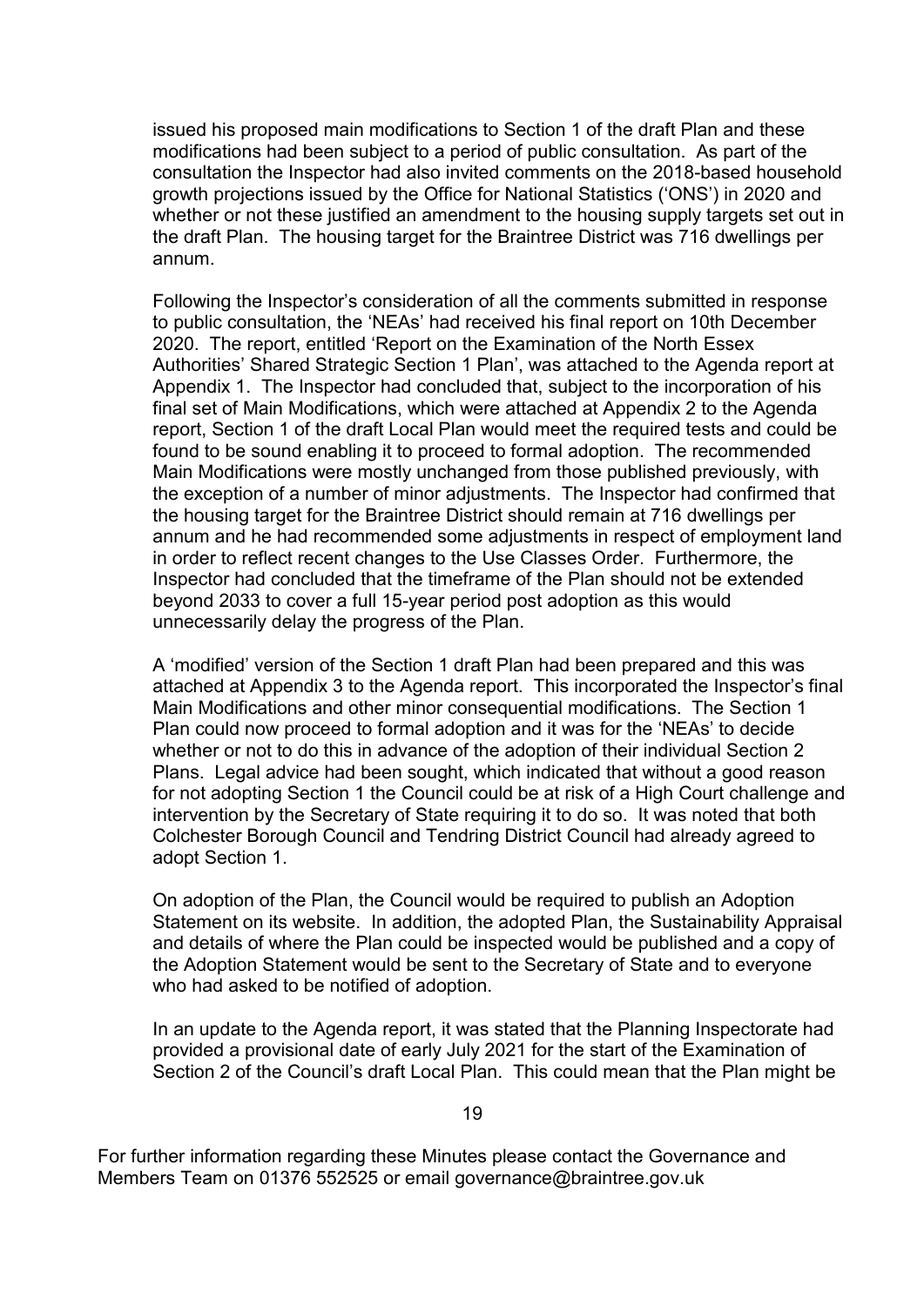issued his proposed main modifications to Section 1 of the draft Plan and these modifications had been subject to a period of public consultation. As part of the consultation the Inspector had also invited comments on the 2018-based household growth projections issued by the Office for National Statistics ('ONS') in 2020 and whether or not these justified an amendment to the housing supply targets set out in the draft Plan. The housing target for the Braintree District was 716 dwellings per annum.

Following the Inspector's consideration of all the comments submitted in response to public consultation, the 'NEAs' had received his final report on 10th December 2020. The report, entitled 'Report on the Examination of the North Essex Authorities' Shared Strategic Section 1 Plan', was attached to the Agenda report at Appendix 1. The Inspector had concluded that, subject to the incorporation of his final set of Main Modifications, which were attached at Appendix 2 to the Agenda report, Section 1 of the draft Local Plan would meet the required tests and could be found to be sound enabling it to proceed to formal adoption. The recommended Main Modifications were mostly unchanged from those published previously, with the exception of a number of minor adjustments. The Inspector had confirmed that the housing target for the Braintree District should remain at 716 dwellings per annum and he had recommended some adjustments in respect of employment land in order to reflect recent changes to the Use Classes Order. Furthermore, the Inspector had concluded that the timeframe of the Plan should not be extended beyond 2033 to cover a full 15-year period post adoption as this would unnecessarily delay the progress of the Plan.

A 'modified' version of the Section 1 draft Plan had been prepared and this was attached at Appendix 3 to the Agenda report. This incorporated the Inspector's final Main Modifications and other minor consequential modifications. The Section 1 Plan could now proceed to formal adoption and it was for the 'NEAs' to decide whether or not to do this in advance of the adoption of their individual Section 2 Plans. Legal advice had been sought, which indicated that without a good reason for not adopting Section 1 the Council could be at risk of a High Court challenge and intervention by the Secretary of State requiring it to do so. It was noted that both Colchester Borough Council and Tendring District Council had already agreed to adopt Section 1.

On adoption of the Plan, the Council would be required to publish an Adoption Statement on its website. In addition, the adopted Plan, the Sustainability Appraisal and details of where the Plan could be inspected would be published and a copy of the Adoption Statement would be sent to the Secretary of State and to everyone who had asked to be notified of adoption.

In an update to the Agenda report, it was stated that the Planning Inspectorate had provided a provisional date of early July 2021 for the start of the Examination of Section 2 of the Council's draft Local Plan. This could mean that the Plan might be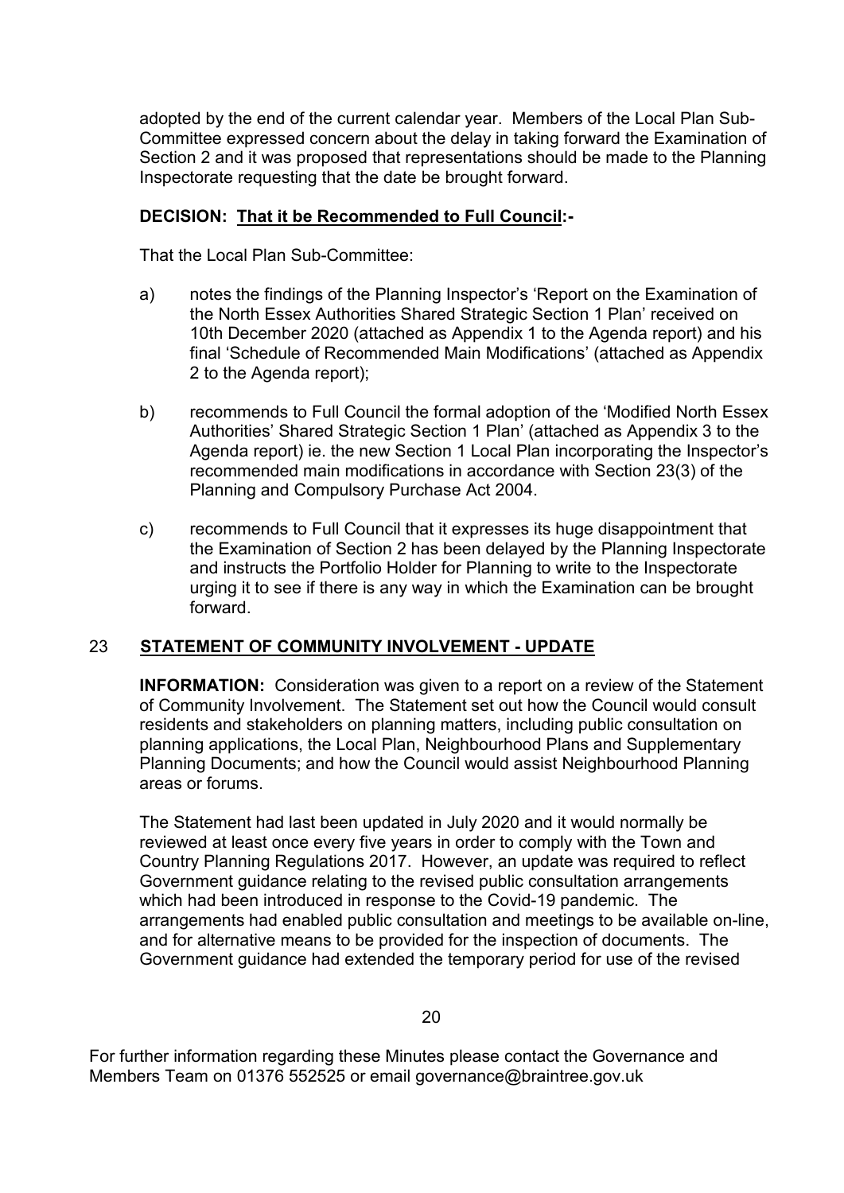adopted by the end of the current calendar year. Members of the Local Plan Sub-Committee expressed concern about the delay in taking forward the Examination of Section 2 and it was proposed that representations should be made to the Planning Inspectorate requesting that the date be brought forward.

**DECISION: <u>That it be Recommended to Full Council</u>:-**

That the Local Plan Sub-Committee:

a) notes the findings of the Planning Inspector's 'Report on the Examination of the North Essex Authorities Shared Strategic Section 1 Plan' received on 10th December 2020 (attached as Appendix 1 to the Agenda report) and his final 'Schedule of Recommended Main Modifications' (attached as Appendix 2 to the Agenda report);

b) recommends to Full Council the formal adoption of the 'Modified North Essex Authorities' Shared Strategic Section 1 Plan' (attached as Appendix 3 to the Agenda report) ie. the new Section 1 Local Plan incorporating the Inspector's recommended main modifications in accordance with Section 23(3) of the Planning and Compulsory Purchase Act 2004.

c) recommends to Full Council that it expresses its huge disappointment that the Examination of Section 2 has been delayed by the Planning Inspectorate and instructs the Portfolio Holder for Planning to write to the Inspectorate urging it to see if there is any way in which the Examination can be brought forward.

## 23 STATEMENT OF COMMUNITY INVOLVEMENT - UPDATE

**INFORMATION:** Consideration was given to a report on a review of the Statement of Community Involvement. The Statement set out how the Council would consult residents and stakeholders on planning matters, including public consultation on planning applications, the Local Plan, Neighbourhood Plans and Supplementary Planning Documents; and how the Council would assist Neighbourhood Planning areas or forums.

The Statement had last been updated in July 2020 and it would normally be reviewed at least once every five years in order to comply with the Town and Country Planning Regulations 2017. However, an update was required to reflect Government guidance relating to the revised public consultation arrangements which had been introduced in response to the Covid-19 pandemic. The arrangements had enabled public consultation and meetings to be available on-line, and for alternative means to be provided for the inspection of documents. The Government guidance had extended the temporary period for use of the revised

For further information regarding these Minutes please contact the Governance and Members Team on 01376 552525 or email governance@braintree.gov.uk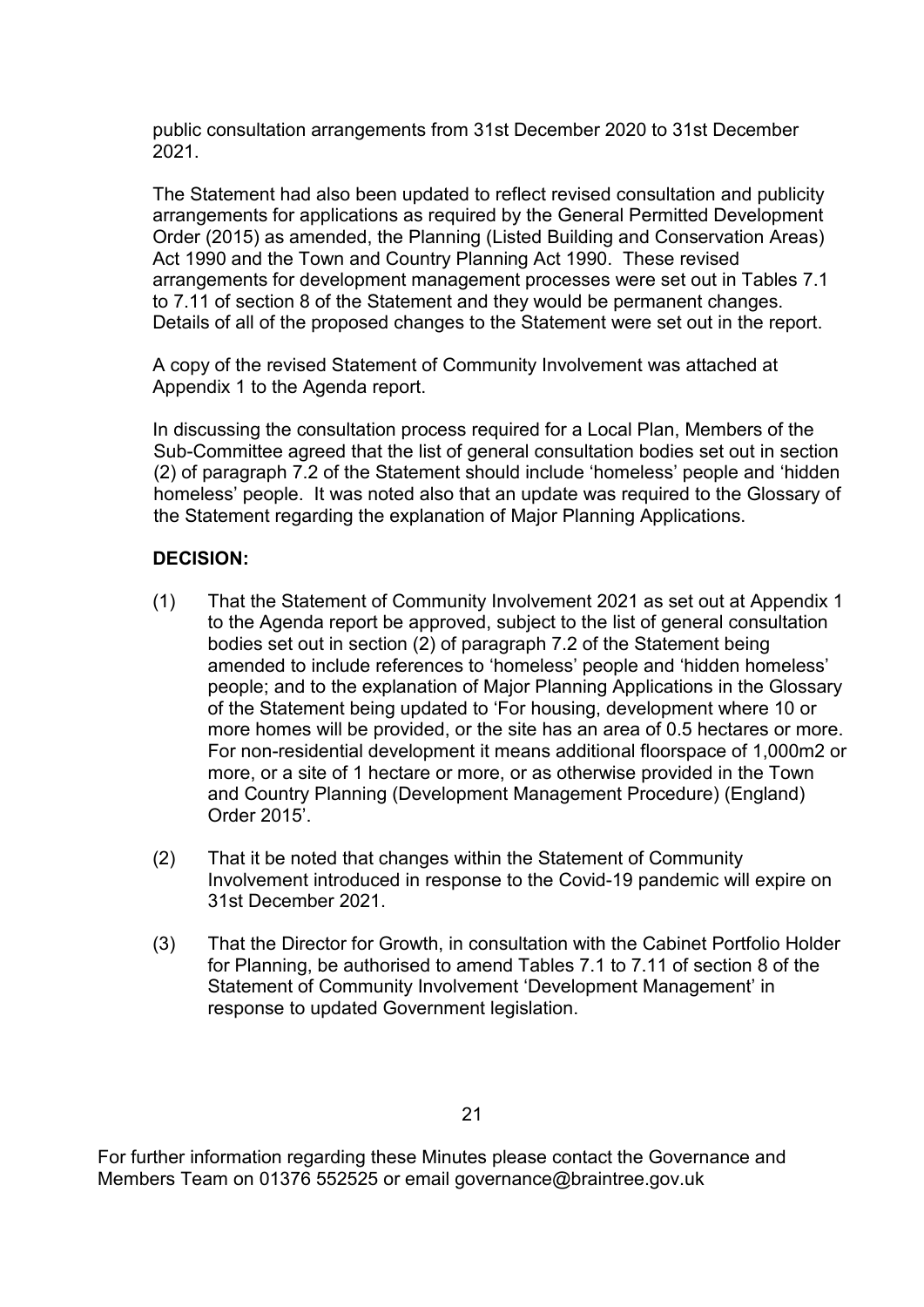public consultation arrangements from 31st December 2020 to 31st December 2021.

The Statement had also been updated to reflect revised consultation and publicity arrangements for applications as required by the General Permitted Development Order (2015) as amended, the Planning (Listed Building and Conservation Areas) Act 1990 and the Town and Country Planning Act 1990. These revised arrangements for development management processes were set out in Tables 7.1 to 7.11 of section 8 of the Statement and they would be permanent changes. Details of all of the proposed changes to the Statement were set out in the report.

A copy of the revised Statement of Community Involvement was attached at Appendix 1 to the Agenda report.

In discussing the consultation process required for a Local Plan, Members of the Sub-Committee agreed that the list of general consultation bodies set out in section (2) of paragraph 7.2 of the Statement should include 'homeless' people and 'hidden homeless' people. It was noted also that an update was required to the Glossary of the Statement regarding the explanation of Major Planning Applications.

**DECISION:**

(1) That the Statement of Community Involvement 2021 as set out at Appendix 1 to the Agenda report be approved, subject to the list of general consultation bodies set out in section (2) of paragraph 7.2 of the Statement being amended to include references to 'homeless' people and 'hidden homeless' people; and to the explanation of Major Planning Applications in the Glossary of the Statement being updated to 'For housing, development where 10 or more homes will be provided, or the site has an area of 0.5 hectares or more. For non-residential development it means additional floorspace of 1,000m2 or more, or a site of 1 hectare or more, or as otherwise provided in the Town and Country Planning (Development Management Procedure) (England) Order 2015'.

(2) That it be noted that changes within the Statement of Community Involvement introduced in response to the Covid-19 pandemic will expire on 31st December 2021.

(3) That the Director for Growth, in consultation with the Cabinet Portfolio Holder for Planning, be authorised to amend Tables 7.1 to 7.11 of section 8 of the Statement of Community Involvement 'Development Management' in response to updated Government legislation.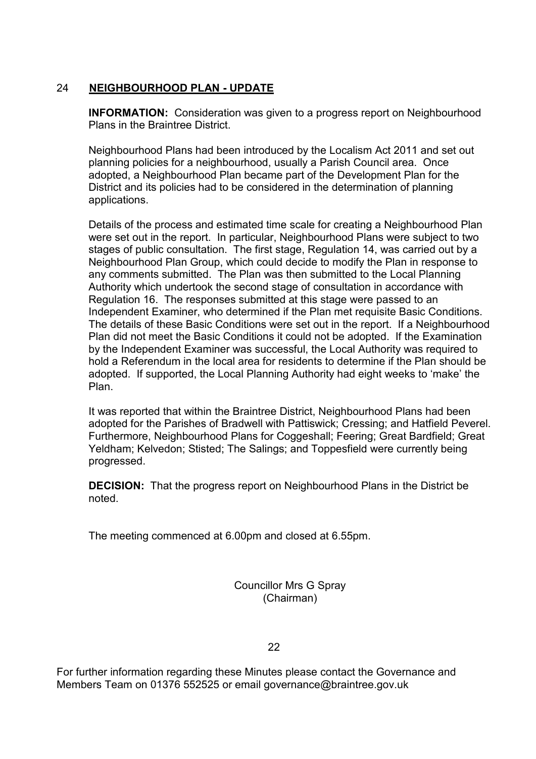## 24 NEIGHBOURHOOD PLAN - UPDATE

**INFORMATION:** Consideration was given to a progress report on Neighbourhood Plans in the Braintree District.

Neighbourhood Plans had been introduced by the Localism Act 2011 and set out planning policies for a neighbourhood, usually a Parish Council area. Once adopted, a Neighbourhood Plan became part of the Development Plan for the District and its policies had to be considered in the determination of planning applications.

Details of the process and estimated time scale for creating a Neighbourhood Plan were set out in the report. In particular, Neighbourhood Plans were subject to two stages of public consultation. The first stage, Regulation 14, was carried out by a Neighbourhood Plan Group, which could decide to modify the Plan in response to any comments submitted. The Plan was then submitted to the Local Planning Authority which undertook the second stage of consultation in accordance with Regulation 16. The responses submitted at this stage were passed to an Independent Examiner, who determined if the Plan met requisite Basic Conditions. The details of these Basic Conditions were set out in the report. If a Neighbourhood Plan did not meet the Basic Conditions it could not be adopted. If the Examination by the Independent Examiner was successful, the Local Authority was required to hold a Referendum in the local area for residents to determine if the Plan should be adopted. If supported, the Local Planning Authority had eight weeks to 'make' the Plan.

It was reported that within the Braintree District, Neighbourhood Plans had been adopted for the Parishes of Bradwell with Pattiswick; Cressing; and Hatfield Peverel. Furthermore, Neighbourhood Plans for Coggeshall; Feering; Great Bardfield; Great Yeldham; Kelvedon; Stisted; The Salings; and Toppesfield were currently being progressed.

**DECISION:** That the progress report on Neighbourhood Plans in the District be noted.

The meeting commenced at 6.00pm and closed at 6.55pm.

Councillor Mrs G Spray
(Chairman)

For further information regarding these Minutes please contact the Governance and Members Team on 01376 552525 or email governance@braintree.gov.uk